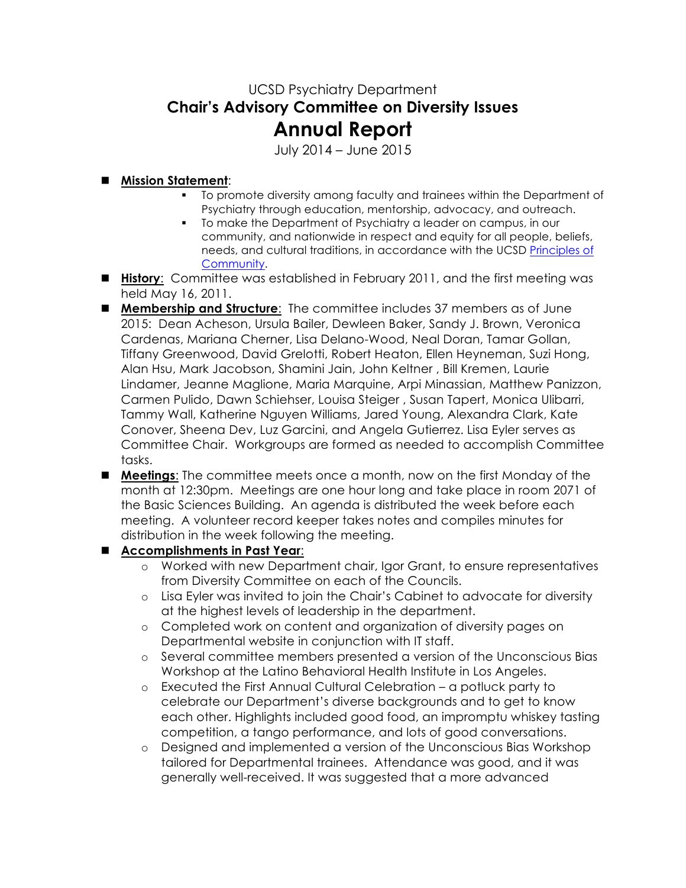UCSD Psychiatry Department

# Chair's Advisory Committee on Diversity Issues

# Annual Report

July 2014 – June 2015

- **Mission Statement**:
  - To promote diversity among faculty and trainees within the Department of Psychiatry through education, mentorship, advocacy, and outreach.
  - To make the Department of Psychiatry a leader on campus, in our community, and nationwide in respect and equity for all people, beliefs, needs, and cultural traditions, in accordance with the UCSD Principles of Community.
- **History**: Committee was established in February 2011, and the first meeting was held May 16, 2011.
- **Membership and Structure**: The committee includes 37 members as of June 2015: Dean Acheson, Ursula Bailer, Dewleen Baker, Sandy J. Brown, Veronica Cardenas, Mariana Cherner, Lisa Delano-Wood, Neal Doran, Tamar Gollan, Tiffany Greenwood, David Grelotti, Robert Heaton, Ellen Heyneman, Suzi Hong, Alan Hsu, Mark Jacobson, Shamini Jain, John Keltner , Bill Kremen, Laurie Lindamer, Jeanne Maglione, Maria Marquine, Arpi Minassian, Matthew Panizzon, Carmen Pulido, Dawn Schiehser, Louisa Steiger , Susan Tapert, Monica Ulibarri, Tammy Wall, Katherine Nguyen Williams, Jared Young, Alexandra Clark, Kate Conover, Sheena Dev, Luz Garcini, and Angela Gutierrez. Lisa Eyler serves as Committee Chair. Workgroups are formed as needed to accomplish Committee tasks.
- **Meetings**: The committee meets once a month, now on the first Monday of the month at 12:30pm. Meetings are one hour long and take place in room 2071 of the Basic Sciences Building. An agenda is distributed the week before each meeting. A volunteer record keeper takes notes and compiles minutes for distribution in the week following the meeting.
- **Accomplishments in Past Year**:
  - Worked with new Department chair, Igor Grant, to ensure representatives from Diversity Committee on each of the Councils.
  - Lisa Eyler was invited to join the Chair's Cabinet to advocate for diversity at the highest levels of leadership in the department.
  - Completed work on content and organization of diversity pages on Departmental website in conjunction with IT staff.
  - Several committee members presented a version of the Unconscious Bias Workshop at the Latino Behavioral Health Institute in Los Angeles.
  - Executed the First Annual Cultural Celebration – a potluck party to celebrate our Department's diverse backgrounds and to get to know each other. Highlights included good food, an impromptu whiskey tasting competition, a tango performance, and lots of good conversations.
  - Designed and implemented a version of the Unconscious Bias Workshop tailored for Departmental trainees. Attendance was good, and it was generally well-received. It was suggested that a more advanced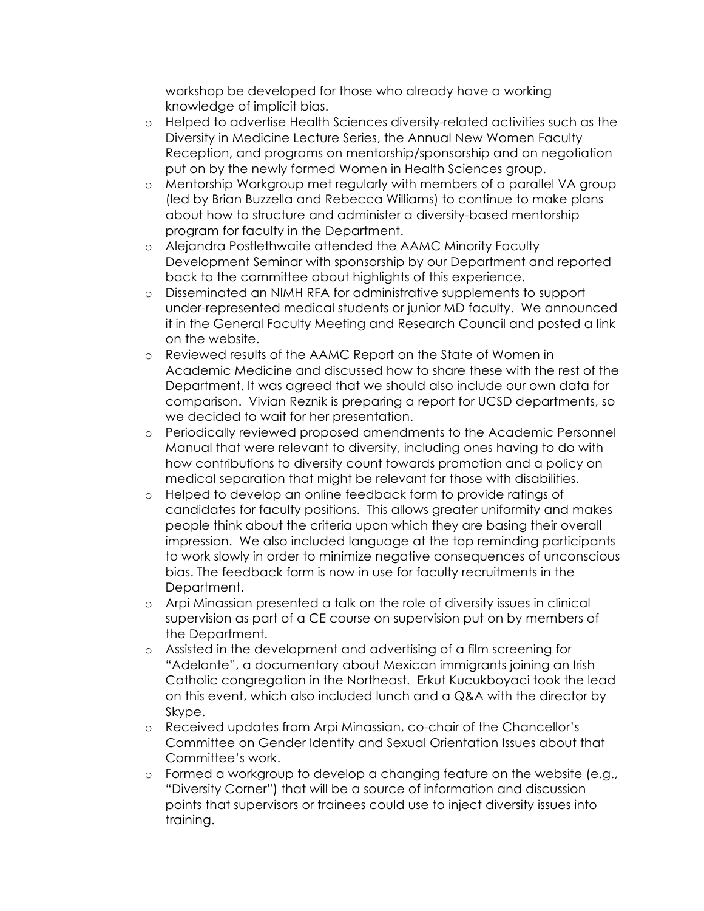workshop be developed for those who already have a working knowledge of implicit bias.

- Helped to advertise Health Sciences diversity-related activities such as the Diversity in Medicine Lecture Series, the Annual New Women Faculty Reception, and programs on mentorship/sponsorship and on negotiation put on by the newly formed Women in Health Sciences group.
- Mentorship Workgroup met regularly with members of a parallel VA group (led by Brian Buzzella and Rebecca Williams) to continue to make plans about how to structure and administer a diversity-based mentorship program for faculty in the Department.
- Alejandra Postlethwaite attended the AAMC Minority Faculty Development Seminar with sponsorship by our Department and reported back to the committee about highlights of this experience.
- Disseminated an NIMH RFA for administrative supplements to support under-represented medical students or junior MD faculty. We announced it in the General Faculty Meeting and Research Council and posted a link on the website.
- Reviewed results of the AAMC Report on the State of Women in Academic Medicine and discussed how to share these with the rest of the Department. It was agreed that we should also include our own data for comparison. Vivian Reznik is preparing a report for UCSD departments, so we decided to wait for her presentation.
- Periodically reviewed proposed amendments to the Academic Personnel Manual that were relevant to diversity, including ones having to do with how contributions to diversity count towards promotion and a policy on medical separation that might be relevant for those with disabilities.
- Helped to develop an online feedback form to provide ratings of candidates for faculty positions. This allows greater uniformity and makes people think about the criteria upon which they are basing their overall impression. We also included language at the top reminding participants to work slowly in order to minimize negative consequences of unconscious bias. The feedback form is now in use for faculty recruitments in the Department.
- Arpi Minassian presented a talk on the role of diversity issues in clinical supervision as part of a CE course on supervision put on by members of the Department.
- Assisted in the development and advertising of a film screening for "Adelante", a documentary about Mexican immigrants joining an Irish Catholic congregation in the Northeast. Erkut Kucukboyaci took the lead on this event, which also included lunch and a Q&A with the director by Skype.
- Received updates from Arpi Minassian, co-chair of the Chancellor's Committee on Gender Identity and Sexual Orientation Issues about that Committee's work.
- Formed a workgroup to develop a changing feature on the website (e.g., "Diversity Corner") that will be a source of information and discussion points that supervisors or trainees could use to inject diversity issues into training.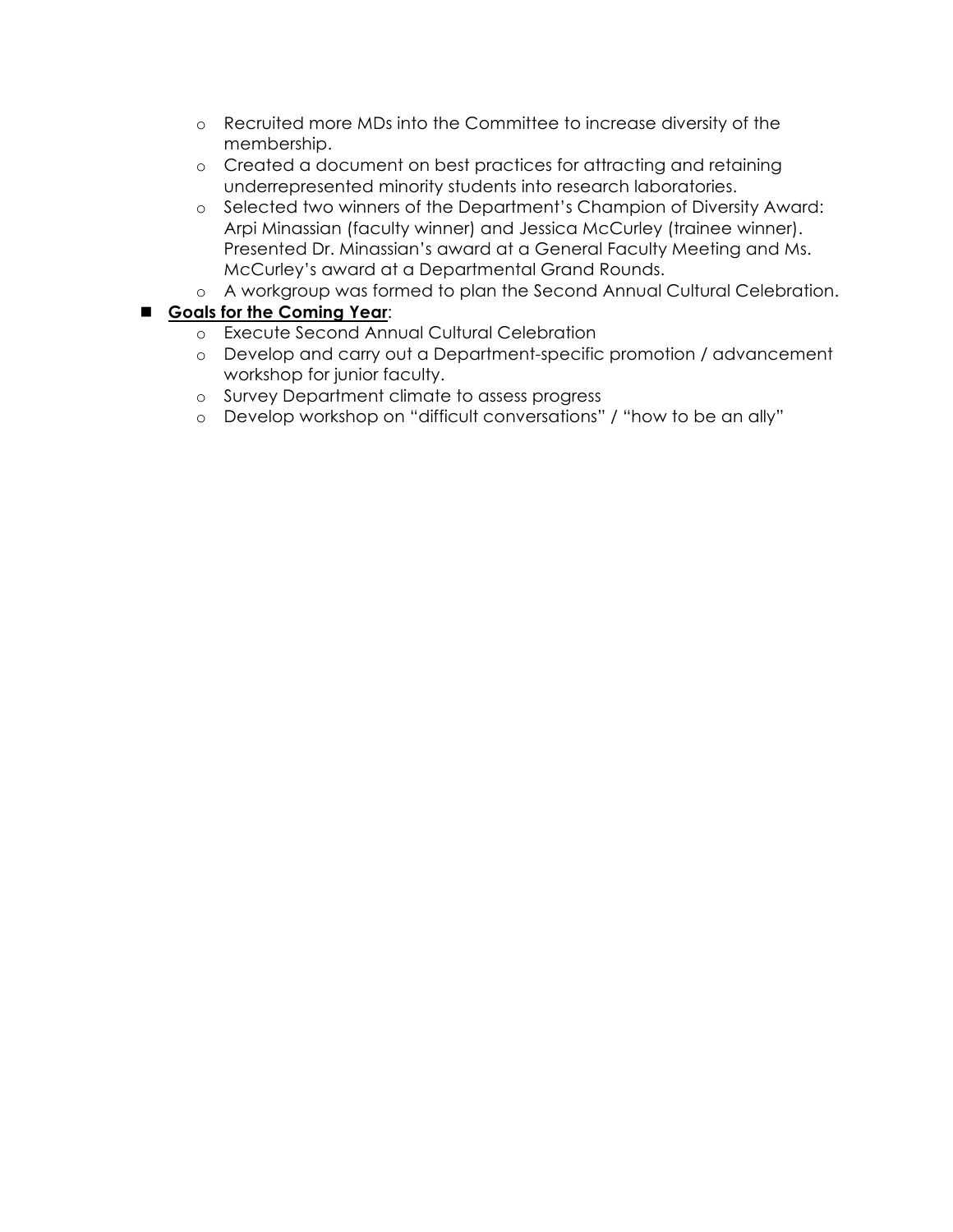- Recruited more MDs into the Committee to increase diversity of the membership.
  - Created a document on best practices for attracting and retaining underrepresented minority students into research laboratories.
  - Selected two winners of the Department's Champion of Diversity Award: Arpi Minassian (faculty winner) and Jessica McCurley (trainee winner). Presented Dr. Minassian's award at a General Faculty Meeting and Ms. McCurley's award at a Departmental Grand Rounds.
  - A workgroup was formed to plan the Second Annual Cultural Celebration.
- **<u>Goals for the Coming Year</u>**:
  - Execute Second Annual Cultural Celebration
  - Develop and carry out a Department-specific promotion / advancement workshop for junior faculty.
  - Survey Department climate to assess progress
  - Develop workshop on "difficult conversations" / "how to be an ally"